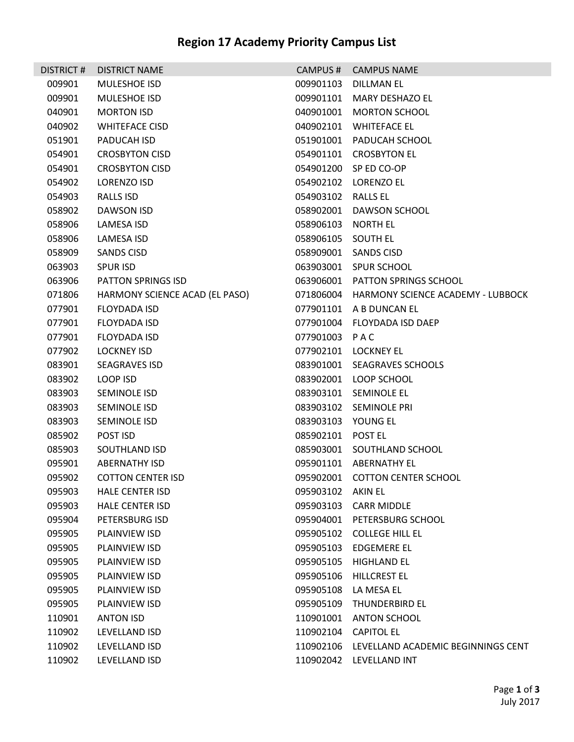# Region 17 Academy Priority Campus List

| DISTRICT # | DISTRICT NAME | CAMPUS # | CAMPUS NAME |
|---|---|---|---|
| 009901 | MULESHOE ISD | 009901103 | DILLMAN EL |
| 009901 | MULESHOE ISD | 009901101 | MARY DESHAZO EL |
| 040901 | MORTON ISD | 040901001 | MORTON SCHOOL |
| 040902 | WHITEFACE CISD | 040902101 | WHITEFACE EL |
| 051901 | PADUCAH ISD | 051901001 | PADUCAH SCHOOL |
| 054901 | CROSBYTON CISD | 054901101 | CROSBYTON EL |
| 054901 | CROSBYTON CISD | 054901200 | SP ED CO-OP |
| 054902 | LORENZO ISD | 054902102 | LORENZO EL |
| 054903 | RALLS ISD | 054903102 | RALLS EL |
| 058902 | DAWSON ISD | 058902001 | DAWSON SCHOOL |
| 058906 | LAMESA ISD | 058906103 | NORTH EL |
| 058906 | LAMESA ISD | 058906105 | SOUTH EL |
| 058909 | SANDS CISD | 058909001 | SANDS CISD |
| 063903 | SPUR ISD | 063903001 | SPUR SCHOOL |
| 063906 | PATTON SPRINGS ISD | 063906001 | PATTON SPRINGS SCHOOL |
| 071806 | HARMONY SCIENCE ACAD (EL PASO) | 071806004 | HARMONY SCIENCE ACADEMY - LUBBOCK |
| 077901 | FLOYDADA ISD | 077901101 | A B DUNCAN EL |
| 077901 | FLOYDADA ISD | 077901004 | FLOYDADA ISD DAEP |
| 077901 | FLOYDADA ISD | 077901003 | P A C |
| 077902 | LOCKNEY ISD | 077902101 | LOCKNEY EL |
| 083901 | SEAGRAVES ISD | 083901001 | SEAGRAVES SCHOOLS |
| 083902 | LOOP ISD | 083902001 | LOOP SCHOOL |
| 083903 | SEMINOLE ISD | 083903101 | SEMINOLE EL |
| 083903 | SEMINOLE ISD | 083903102 | SEMINOLE PRI |
| 083903 | SEMINOLE ISD | 083903103 | YOUNG EL |
| 085902 | POST ISD | 085902101 | POST EL |
| 085903 | SOUTHLAND ISD | 085903001 | SOUTHLAND SCHOOL |
| 095901 | ABERNATHY ISD | 095901101 | ABERNATHY EL |
| 095902 | COTTON CENTER ISD | 095902001 | COTTON CENTER SCHOOL |
| 095903 | HALE CENTER ISD | 095903102 | AKIN EL |
| 095903 | HALE CENTER ISD | 095903103 | CARR MIDDLE |
| 095904 | PETERSBURG ISD | 095904001 | PETERSBURG SCHOOL |
| 095905 | PLAINVIEW ISD | 095905102 | COLLEGE HILL EL |
| 095905 | PLAINVIEW ISD | 095905103 | EDGEMERE EL |
| 095905 | PLAINVIEW ISD | 095905105 | HIGHLAND EL |
| 095905 | PLAINVIEW ISD | 095905106 | HILLCREST EL |
| 095905 | PLAINVIEW ISD | 095905108 | LA MESA EL |
| 095905 | PLAINVIEW ISD | 095905109 | THUNDERBIRD EL |
| 110901 | ANTON ISD | 110901001 | ANTON SCHOOL |
| 110902 | LEVELLAND ISD | 110902104 | CAPITOL EL |
| 110902 | LEVELLAND ISD | 110902106 | LEVELLAND ACADEMIC BEGINNINGS CENT |
| 110902 | LEVELLAND ISD | 110902042 | LEVELLAND INT |

July 2017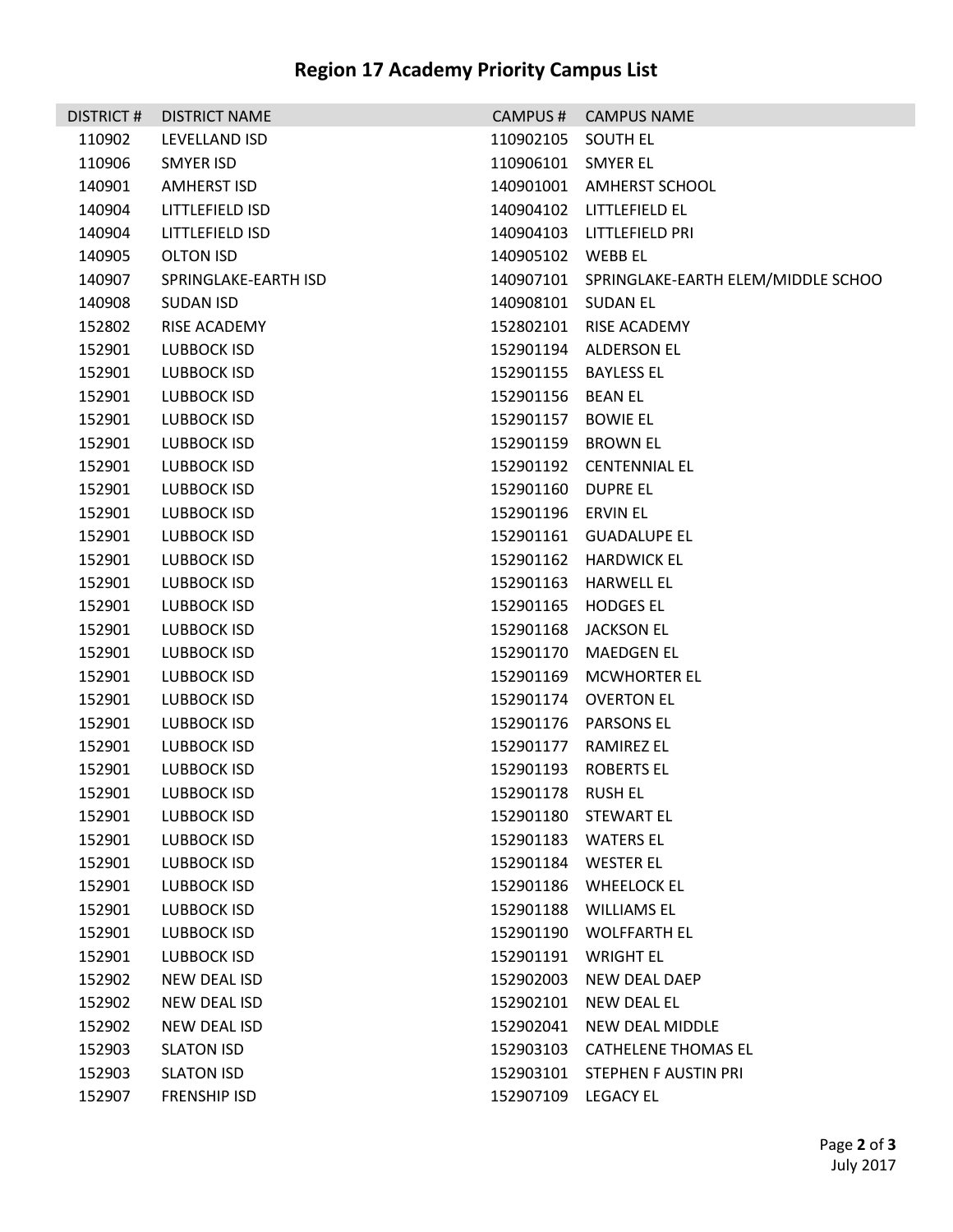## Region 17 Academy Priority Campus List

| DISTRICT # | DISTRICT NAME | CAMPUS # | CAMPUS NAME |
|---|---|---|---|
| 110902 | LEVELLAND ISD | 110902105 | SOUTH EL |
| 110906 | SMYER ISD | 110906101 | SMYER EL |
| 140901 | AMHERST ISD | 140901001 | AMHERST SCHOOL |
| 140904 | LITTLEFIELD ISD | 140904102 | LITTLEFIELD EL |
| 140904 | LITTLEFIELD ISD | 140904103 | LITTLEFIELD PRI |
| 140905 | OLTON ISD | 140905102 | WEBB EL |
| 140907 | SPRINGLAKE-EARTH ISD | 140907101 | SPRINGLAKE-EARTH ELEM/MIDDLE SCHOO |
| 140908 | SUDAN ISD | 140908101 | SUDAN EL |
| 152802 | RISE ACADEMY | 152802101 | RISE ACADEMY |
| 152901 | LUBBOCK ISD | 152901194 | ALDERSON EL |
| 152901 | LUBBOCK ISD | 152901155 | BAYLESS EL |
| 152901 | LUBBOCK ISD | 152901156 | BEAN EL |
| 152901 | LUBBOCK ISD | 152901157 | BOWIE EL |
| 152901 | LUBBOCK ISD | 152901159 | BROWN EL |
| 152901 | LUBBOCK ISD | 152901192 | CENTENNIAL EL |
| 152901 | LUBBOCK ISD | 152901160 | DUPRE EL |
| 152901 | LUBBOCK ISD | 152901196 | ERVIN EL |
| 152901 | LUBBOCK ISD | 152901161 | GUADALUPE EL |
| 152901 | LUBBOCK ISD | 152901162 | HARDWICK EL |
| 152901 | LUBBOCK ISD | 152901163 | HARWELL EL |
| 152901 | LUBBOCK ISD | 152901165 | HODGES EL |
| 152901 | LUBBOCK ISD | 152901168 | JACKSON EL |
| 152901 | LUBBOCK ISD | 152901170 | MAEDGEN EL |
| 152901 | LUBBOCK ISD | 152901169 | MCWHORTER EL |
| 152901 | LUBBOCK ISD | 152901174 | OVERTON EL |
| 152901 | LUBBOCK ISD | 152901176 | PARSONS EL |
| 152901 | LUBBOCK ISD | 152901177 | RAMIREZ EL |
| 152901 | LUBBOCK ISD | 152901193 | ROBERTS EL |
| 152901 | LUBBOCK ISD | 152901178 | RUSH EL |
| 152901 | LUBBOCK ISD | 152901180 | STEWART EL |
| 152901 | LUBBOCK ISD | 152901183 | WATERS EL |
| 152901 | LUBBOCK ISD | 152901184 | WESTER EL |
| 152901 | LUBBOCK ISD | 152901186 | WHEELOCK EL |
| 152901 | LUBBOCK ISD | 152901188 | WILLIAMS EL |
| 152901 | LUBBOCK ISD | 152901190 | WOLFFARTH EL |
| 152901 | LUBBOCK ISD | 152901191 | WRIGHT EL |
| 152902 | NEW DEAL ISD | 152902003 | NEW DEAL DAEP |
| 152902 | NEW DEAL ISD | 152902101 | NEW DEAL EL |
| 152902 | NEW DEAL ISD | 152902041 | NEW DEAL MIDDLE |
| 152903 | SLATON ISD | 152903103 | CATHELENE THOMAS EL |
| 152903 | SLATON ISD | 152903101 | STEPHEN F AUSTIN PRI |
| 152907 | FRENSHIP ISD | 152907109 | LEGACY EL |

July 2017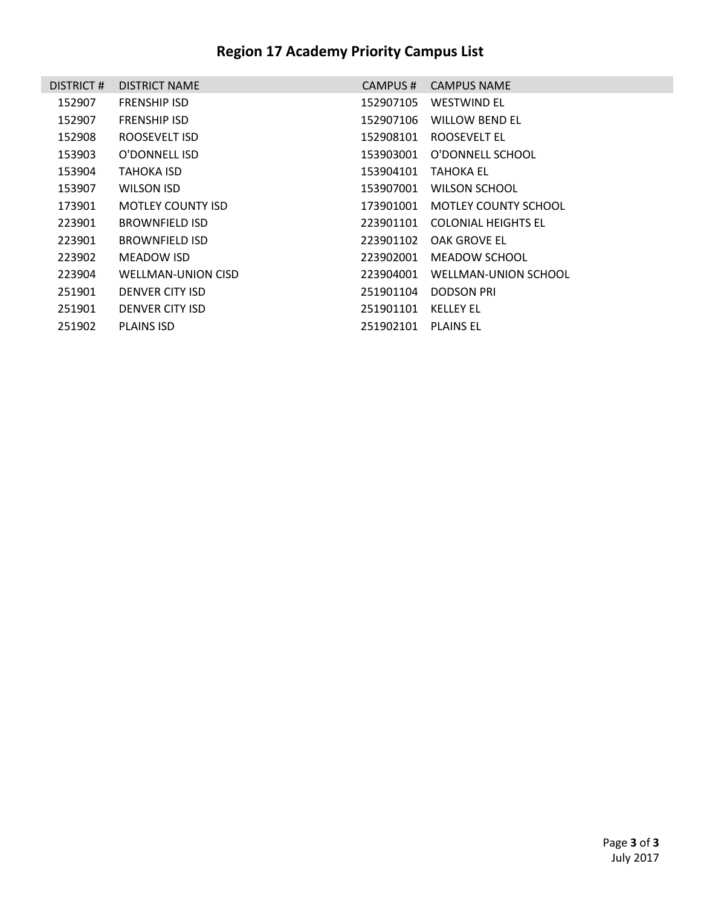# Region 17 Academy Priority Campus List

| DISTRICT # | DISTRICT NAME | CAMPUS # | CAMPUS NAME |
|---|---|---|---|
| 152907 | FRENSHIP ISD | 152907105 | WESTWIND EL |
| 152907 | FRENSHIP ISD | 152907106 | WILLOW BEND EL |
| 152908 | ROOSEVELT ISD | 152908101 | ROOSEVELT EL |
| 153903 | O'DONNELL ISD | 153903001 | O'DONNELL SCHOOL |
| 153904 | TAHOKA ISD | 153904101 | TAHOKA EL |
| 153907 | WILSON ISD | 153907001 | WILSON SCHOOL |
| 173901 | MOTLEY COUNTY ISD | 173901001 | MOTLEY COUNTY SCHOOL |
| 223901 | BROWNFIELD ISD | 223901101 | COLONIAL HEIGHTS EL |
| 223901 | BROWNFIELD ISD | 223901102 | OAK GROVE EL |
| 223902 | MEADOW ISD | 223902001 | MEADOW SCHOOL |
| 223904 | WELLMAN-UNION CISD | 223904001 | WELLMAN-UNION SCHOOL |
| 251901 | DENVER CITY ISD | 251901104 | DODSON PRI |
| 251901 | DENVER CITY ISD | 251901101 | KELLEY EL |
| 251902 | PLAINS ISD | 251902101 | PLAINS EL |

July 2017